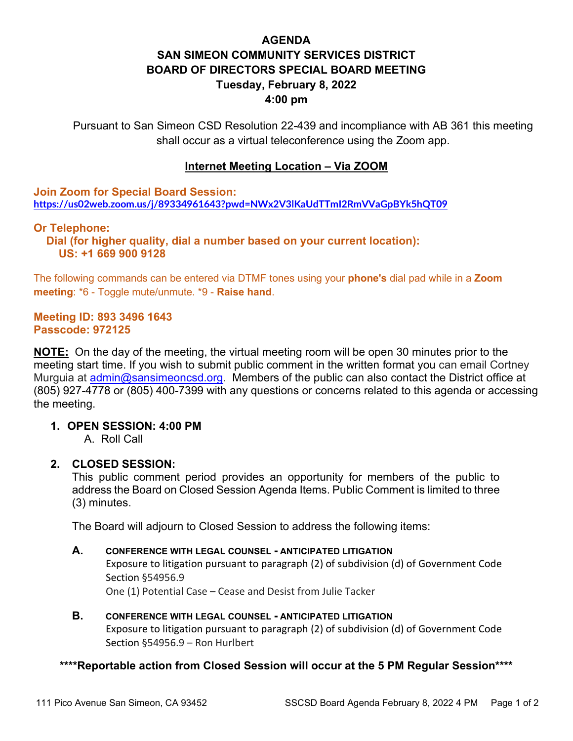# AGENDA
# SAN SIMEON COMMUNITY SERVICES DISTRICT
# BOARD OF DIRECTORS SPECIAL BOARD MEETING
## Tuesday, February 8, 2022
## 4:00 pm

Pursuant to San Simeon CSD Resolution 22-439 and incompliance with AB 361 this meeting shall occur as a virtual teleconference using the Zoom app.

**Internet Meeting Location – Via ZOOM**

**Join Zoom for Special Board Session:**
**https://us02web.zoom.us/j/89334961643?pwd=NWx2V3lKaUdTTmI2RmVVaGpBYk5hQT09**

**Or Telephone:**
**Dial (for higher quality, dial a number based on your current location):**
**US: +1 669 900 9128**

The following commands can be entered via DTMF tones using your **phone's** dial pad while in a **Zoom meeting**: *6 - Toggle mute/unmute. *9 - **Raise hand**.

**Meeting ID: 893 3496 1643**
**Passcode: 972125**

**NOTE:** On the day of the meeting, the virtual meeting room will be open 30 minutes prior to the meeting start time. If you wish to submit public comment in the written format you can email Cortney Murguia at admin@sansimeoncsd.org. Members of the public can also contact the District office at (805) 927-4778 or (805) 400-7399 with any questions or concerns related to this agenda or accessing the meeting.

1. **OPEN SESSION: 4:00 PM**
   A. Roll Call

2. **CLOSED SESSION:**
   This public comment period provides an opportunity for members of the public to address the Board on Closed Session Agenda Items. Public Comment is limited to three (3) minutes.

   The Board will adjourn to Closed Session to address the following items:

   **A. CONFERENCE WITH LEGAL COUNSEL - ANTICIPATED LITIGATION**
   Exposure to litigation pursuant to paragraph (2) of subdivision (d) of Government Code Section §54956.9
   One (1) Potential Case – Cease and Desist from Julie Tacker

   **B. CONFERENCE WITH LEGAL COUNSEL - ANTICIPATED LITIGATION**
   Exposure to litigation pursuant to paragraph (2) of subdivision (d) of Government Code Section §54956.9 – Ron Hurlbert

**\*\*\*\*Reportable action from Closed Session will occur at the 5 PM Regular Session\*\*\*\***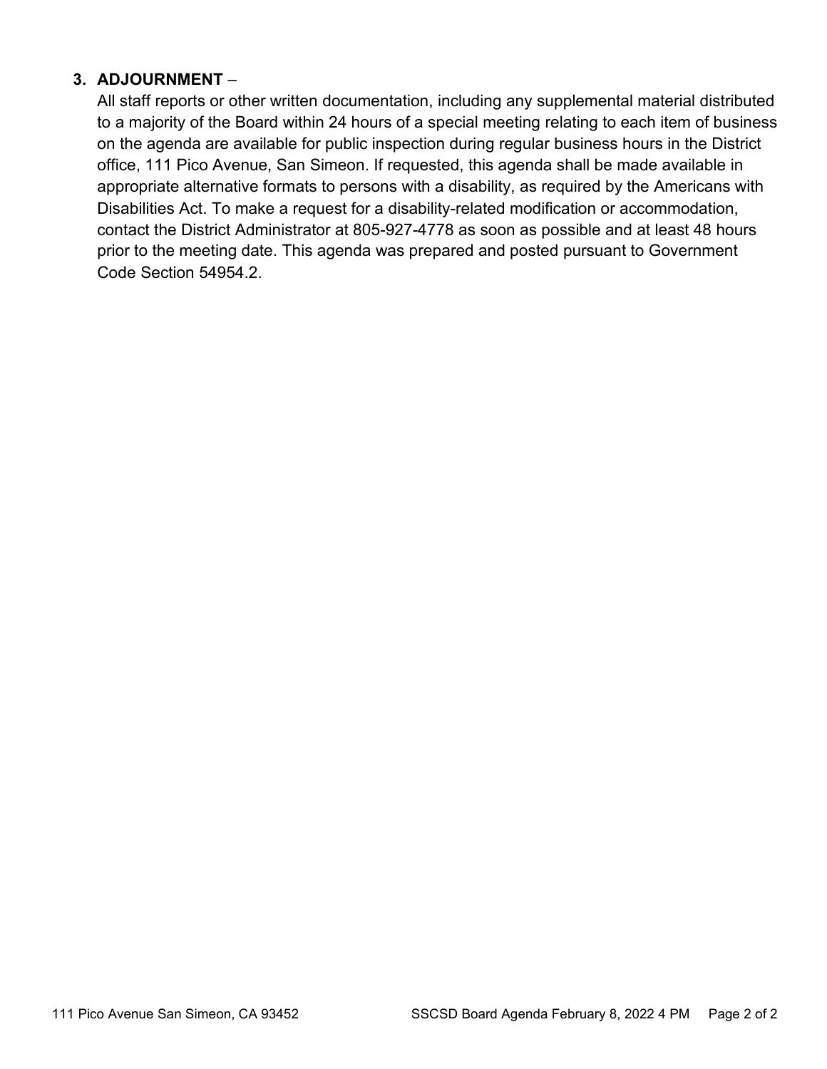3. **ADJOURNMENT** –

   All staff reports or other written documentation, including any supplemental material distributed to a majority of the Board within 24 hours of a special meeting relating to each item of business on the agenda are available for public inspection during regular business hours in the District office, 111 Pico Avenue, San Simeon. If requested, this agenda shall be made available in appropriate alternative formats to persons with a disability, as required by the Americans with Disabilities Act. To make a request for a disability-related modification or accommodation, contact the District Administrator at 805-927-4778 as soon as possible and at least 48 hours prior to the meeting date. This agenda was prepared and posted pursuant to Government Code Section 54954.2.